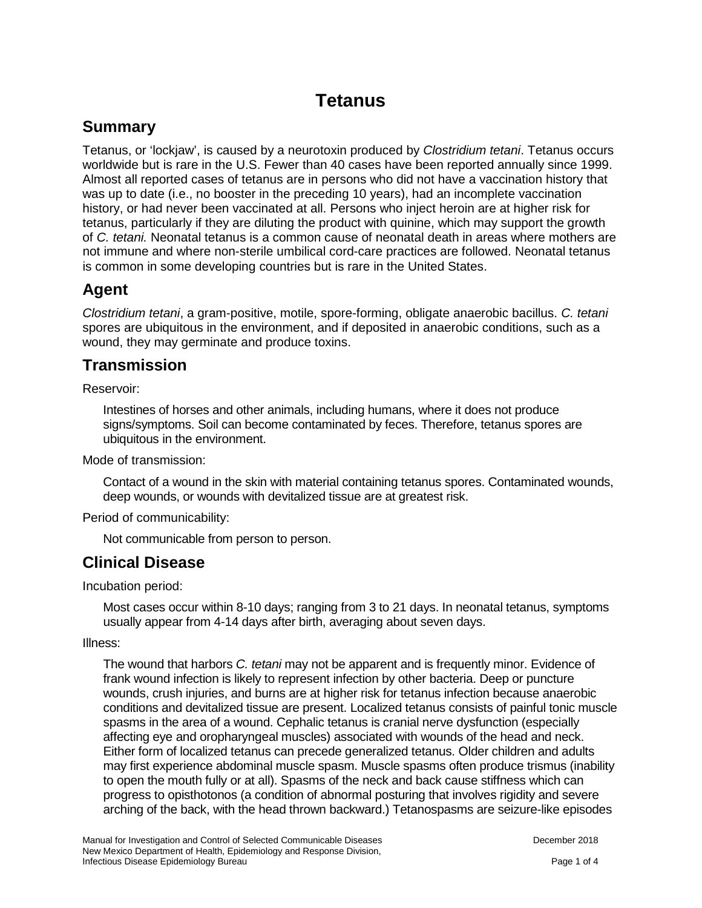# Tetanus

## Summary

Tetanus, or 'lockjaw', is caused by a neurotoxin produced by *Clostridium tetani*. Tetanus occurs worldwide but is rare in the U.S. Fewer than 40 cases have been reported annually since 1999. Almost all reported cases of tetanus are in persons who did not have a vaccination history that was up to date (i.e., no booster in the preceding 10 years), had an incomplete vaccination history, or had never been vaccinated at all. Persons who inject heroin are at higher risk for tetanus, particularly if they are diluting the product with quinine, which may support the growth of *C. tetani.* Neonatal tetanus is a common cause of neonatal death in areas where mothers are not immune and where non-sterile umbilical cord-care practices are followed. Neonatal tetanus is common in some developing countries but is rare in the United States.

## Agent

*Clostridium tetani*, a gram-positive, motile, spore-forming, obligate anaerobic bacillus. *C. tetani* spores are ubiquitous in the environment, and if deposited in anaerobic conditions, such as a wound, they may germinate and produce toxins.

## Transmission

Reservoir:

Intestines of horses and other animals, including humans, where it does not produce signs/symptoms. Soil can become contaminated by feces. Therefore, tetanus spores are ubiquitous in the environment.

Mode of transmission:

Contact of a wound in the skin with material containing tetanus spores. Contaminated wounds, deep wounds, or wounds with devitalized tissue are at greatest risk.

Period of communicability:

Not communicable from person to person.

## Clinical Disease

Incubation period:

Most cases occur within 8-10 days; ranging from 3 to 21 days. In neonatal tetanus, symptoms usually appear from 4-14 days after birth, averaging about seven days.

Illness:

The wound that harbors *C. tetani* may not be apparent and is frequently minor. Evidence of frank wound infection is likely to represent infection by other bacteria. Deep or puncture wounds, crush injuries, and burns are at higher risk for tetanus infection because anaerobic conditions and devitalized tissue are present. Localized tetanus consists of painful tonic muscle spasms in the area of a wound. Cephalic tetanus is cranial nerve dysfunction (especially affecting eye and oropharyngeal muscles) associated with wounds of the head and neck. Either form of localized tetanus can precede generalized tetanus. Older children and adults may first experience abdominal muscle spasm. Muscle spasms often produce trismus (inability to open the mouth fully or at all). Spasms of the neck and back cause stiffness which can progress to opisthotonos (a condition of abnormal posturing that involves rigidity and severe arching of the back, with the head thrown backward.) Tetanospasms are seizure-like episodes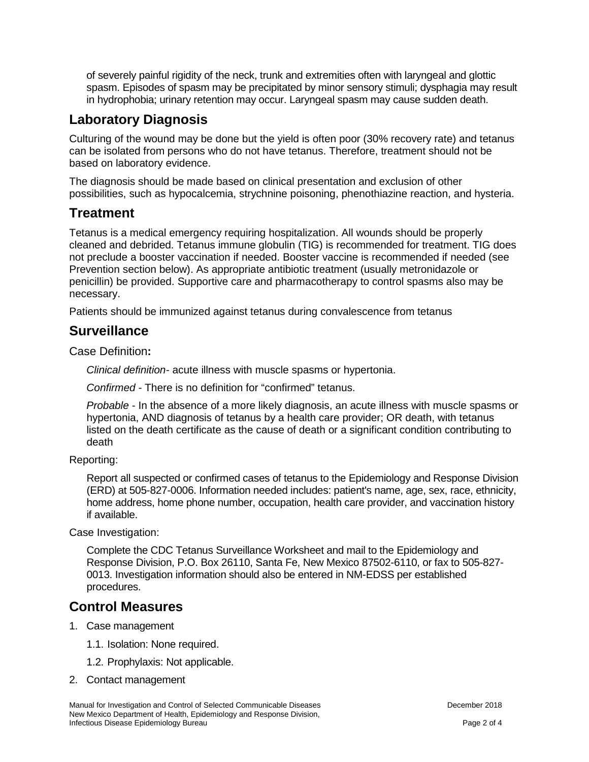of severely painful rigidity of the neck, trunk and extremities often with laryngeal and glottic spasm. Episodes of spasm may be precipitated by minor sensory stimuli; dysphagia may result in hydrophobia; urinary retention may occur. Laryngeal spasm may cause sudden death.

## Laboratory Diagnosis

Culturing of the wound may be done but the yield is often poor (30% recovery rate) and tetanus can be isolated from persons who do not have tetanus. Therefore, treatment should not be based on laboratory evidence.

The diagnosis should be made based on clinical presentation and exclusion of other possibilities, such as hypocalcemia, strychnine poisoning, phenothiazine reaction, and hysteria.

## Treatment

Tetanus is a medical emergency requiring hospitalization. All wounds should be properly cleaned and debrided. Tetanus immune globulin (TIG) is recommended for treatment. TIG does not preclude a booster vaccination if needed. Booster vaccine is recommended if needed (see Prevention section below). As appropriate antibiotic treatment (usually metronidazole or penicillin) be provided. Supportive care and pharmacotherapy to control spasms also may be necessary.

Patients should be immunized against tetanus during convalescence from tetanus

## Surveillance

Case Definition**:**

*Clinical definition*- acute illness with muscle spasms or hypertonia.

*Confirmed* - There is no definition for "confirmed" tetanus.

*Probable* - In the absence of a more likely diagnosis, an acute illness with muscle spasms or hypertonia, AND diagnosis of tetanus by a health care provider; OR death, with tetanus listed on the death certificate as the cause of death or a significant condition contributing to death

Reporting:

Report all suspected or confirmed cases of tetanus to the Epidemiology and Response Division (ERD) at 505-827-0006. Information needed includes: patient's name, age, sex, race, ethnicity, home address, home phone number, occupation, health care provider, and vaccination history if available.

Case Investigation:

Complete the CDC Tetanus Surveillance Worksheet and mail to the Epidemiology and Response Division, P.O. Box 26110, Santa Fe, New Mexico 87502-6110, or fax to 505-827-0013. Investigation information should also be entered in NM-EDSS per established procedures.

## Control Measures

1. Case management
   - 1.1. Isolation: None required.
   - 1.2. Prophylaxis: Not applicable.
2. Contact management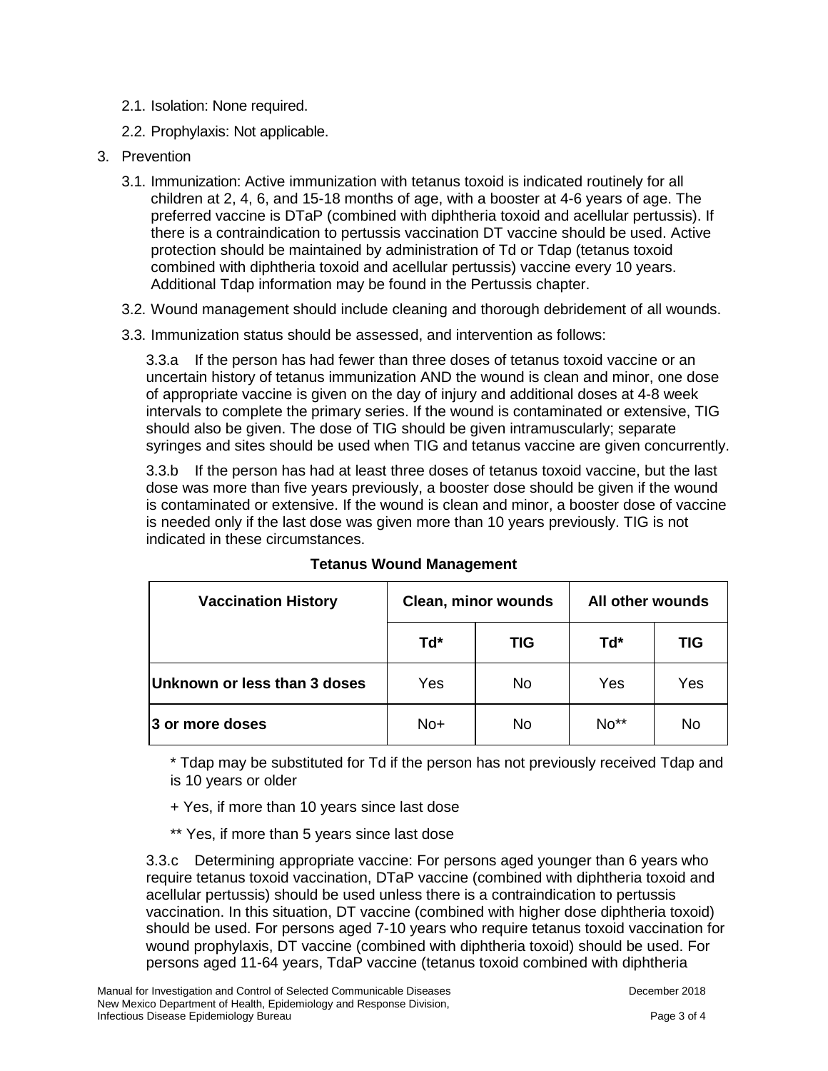2.1. Isolation: None required.

2.2. Prophylaxis: Not applicable.

3. Prevention

3.1. Immunization: Active immunization with tetanus toxoid is indicated routinely for all children at 2, 4, 6, and 15-18 months of age, with a booster at 4-6 years of age. The preferred vaccine is DTaP (combined with diphtheria toxoid and acellular pertussis). If there is a contraindication to pertussis vaccination DT vaccine should be used. Active protection should be maintained by administration of Td or Tdap (tetanus toxoid combined with diphtheria toxoid and acellular pertussis) vaccine every 10 years. Additional Tdap information may be found in the Pertussis chapter.

3.2. Wound management should include cleaning and thorough debridement of all wounds.

3.3. Immunization status should be assessed, and intervention as follows:

3.3.a If the person has had fewer than three doses of tetanus toxoid vaccine or an uncertain history of tetanus immunization AND the wound is clean and minor, one dose of appropriate vaccine is given on the day of injury and additional doses at 4-8 week intervals to complete the primary series. If the wound is contaminated or extensive, TIG should also be given. The dose of TIG should be given intramuscularly; separate syringes and sites should be used when TIG and tetanus vaccine are given concurrently.

3.3.b If the person has had at least three doses of tetanus toxoid vaccine, but the last dose was more than five years previously, a booster dose should be given if the wound is contaminated or extensive. If the wound is clean and minor, a booster dose of vaccine is needed only if the last dose was given more than 10 years previously. TIG is not indicated in these circumstances.

**Tetanus Wound Management**

| Vaccination History | Clean, minor wounds | | All other wounds | |
|---|---|---|---|---|
| | Td* | TIG | Td* | TIG |
| **Unknown or less than 3 doses** | Yes | No | Yes | Yes |
| **3 or more doses** | No+ | No | No** | No |

* Tdap may be substituted for Td if the person has not previously received Tdap and is 10 years or older

+ Yes, if more than 10 years since last dose

** Yes, if more than 5 years since last dose

3.3.c Determining appropriate vaccine: For persons aged younger than 6 years who require tetanus toxoid vaccination, DTaP vaccine (combined with diphtheria toxoid and acellular pertussis) should be used unless there is a contraindication to pertussis vaccination. In this situation, DT vaccine (combined with higher dose diphtheria toxoid) should be used. For persons aged 7-10 years who require tetanus toxoid vaccination for wound prophylaxis, DT vaccine (combined with diphtheria toxoid) should be used. For persons aged 11-64 years, TdaP vaccine (tetanus toxoid combined with diphtheria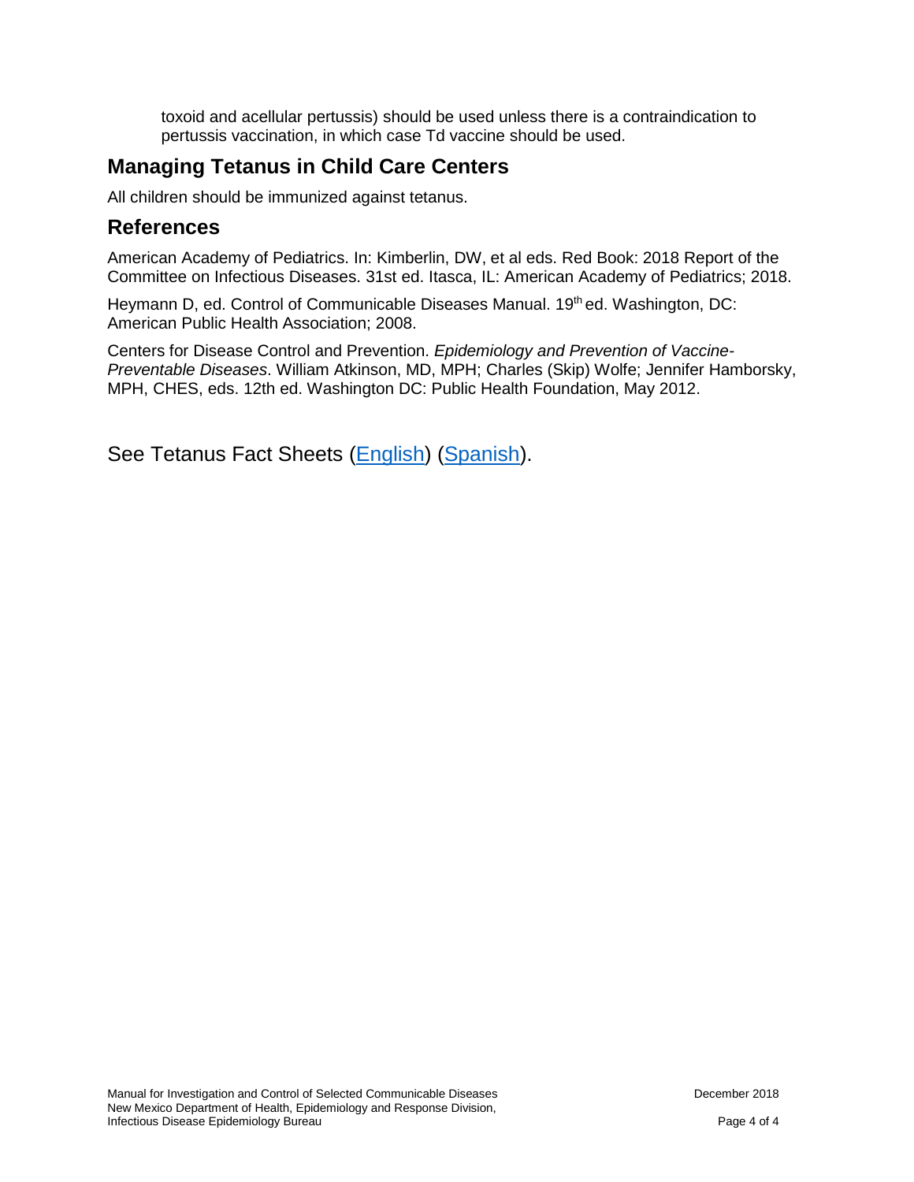toxoid and acellular pertussis) should be used unless there is a contraindication to pertussis vaccination, in which case Td vaccine should be used.

## Managing Tetanus in Child Care Centers

All children should be immunized against tetanus.

## References

American Academy of Pediatrics. In: Kimberlin, DW, et al eds. Red Book: 2018 Report of the Committee on Infectious Diseases. 31st ed. Itasca, IL: American Academy of Pediatrics; 2018.

Heymann D, ed. Control of Communicable Diseases Manual. 19th ed. Washington, DC: American Public Health Association; 2008.

Centers for Disease Control and Prevention. *Epidemiology and Prevention of Vaccine-Preventable Diseases*. William Atkinson, MD, MPH; Charles (Skip) Wolfe; Jennifer Hamborsky, MPH, CHES, eds. 12th ed. Washington DC: Public Health Foundation, May 2012.

See Tetanus Fact Sheets (English) (Spanish).